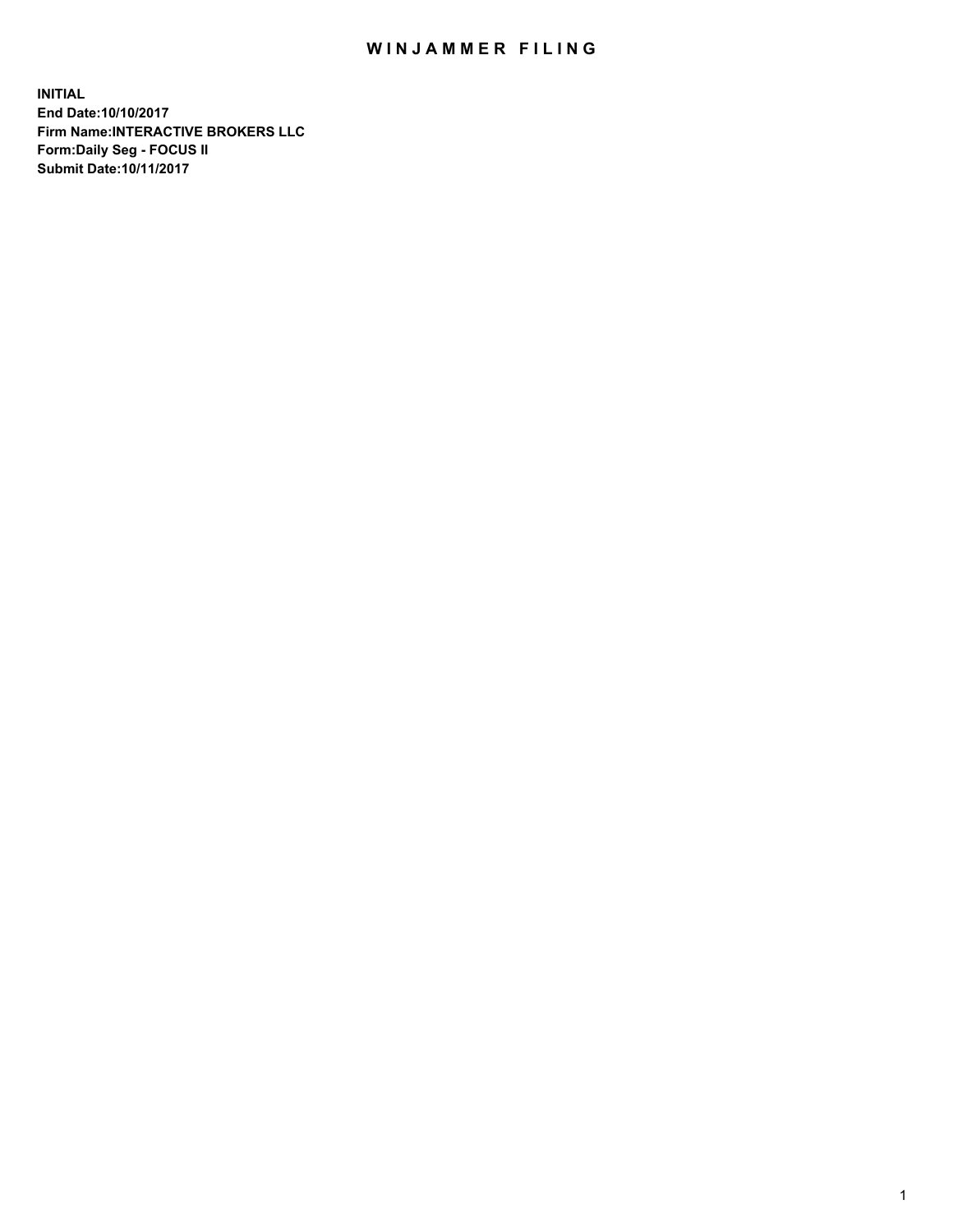# WINJAMMER FILING

**INITIAL**
**End Date:10/10/2017**
**Firm Name:INTERACTIVE BROKERS LLC**
**Form:Daily Seg - FOCUS II**
**Submit Date:10/11/2017**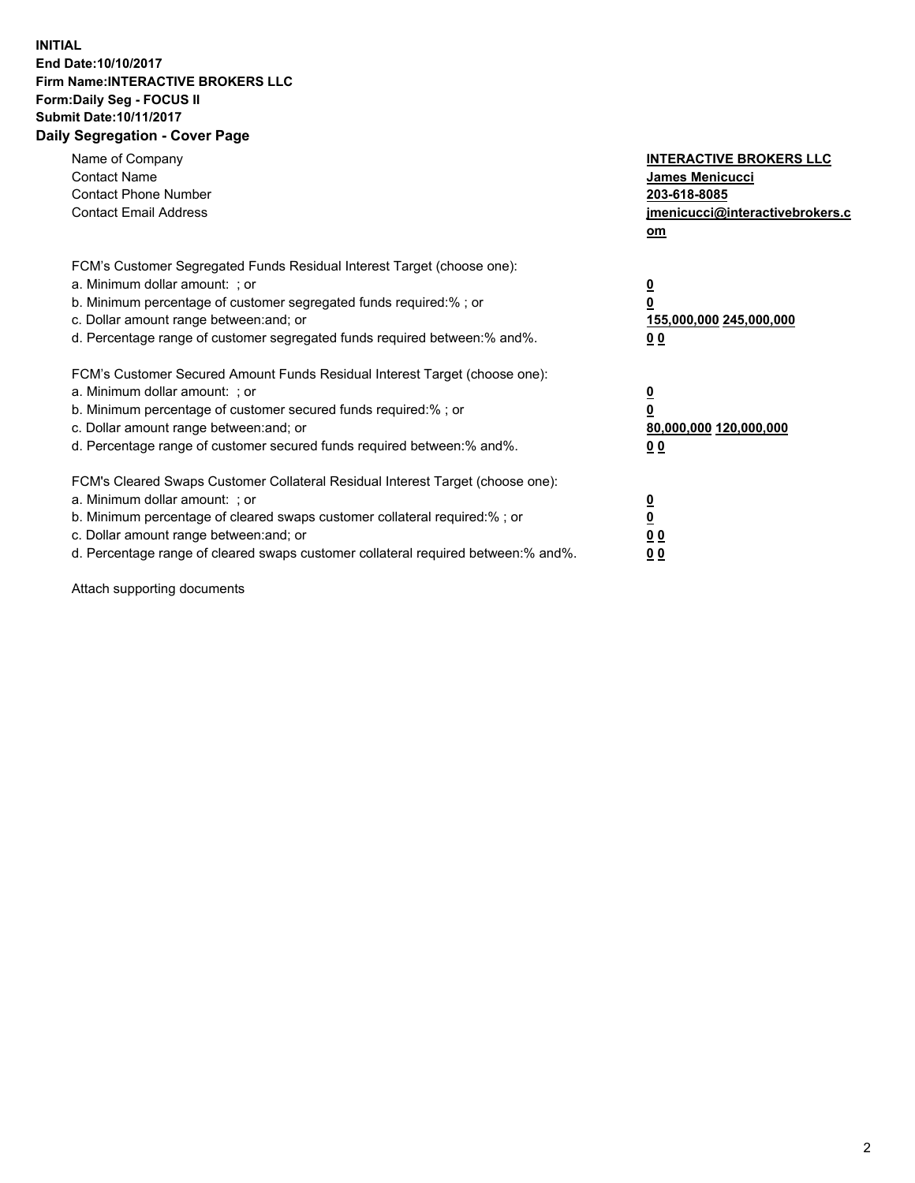**INITIAL**
**End Date:10/10/2017**
**Firm Name:INTERACTIVE BROKERS LLC**
**Form:Daily Seg - FOCUS II**
**Submit Date:10/11/2017**

## Daily Segregation - Cover Page

| | |
|---|---|
| Name of Company | INTERACTIVE BROKERS LLC |
| Contact Name | James Menicucci |
| Contact Phone Number | 203-618-8085 |
| Contact Email Address | jmenicucci@interactivebrokers.com |

FCM's Customer Segregated Funds Residual Interest Target (choose one):

| | |
|---|---|
| a. Minimum dollar amount: ; or | 0 |
| b. Minimum percentage of customer segregated funds required:% ; or | 0 |
| c. Dollar amount range between:and; or | 155,000,000 245,000,000 |
| d. Percentage range of customer segregated funds required between:% and%. | 0 0 |

FCM's Customer Secured Amount Funds Residual Interest Target (choose one):

| | |
|---|---|
| a. Minimum dollar amount: ; or | 0 |
| b. Minimum percentage of customer secured funds required:% ; or | 0 |
| c. Dollar amount range between:and; or | 80,000,000 120,000,000 |
| d. Percentage range of customer secured funds required between:% and%. | 0 0 |

FCM's Cleared Swaps Customer Collateral Residual Interest Target (choose one):

| | |
|---|---|
| a. Minimum dollar amount: ; or | 0 |
| b. Minimum percentage of cleared swaps customer collateral required:% ; or | 0 |
| c. Dollar amount range between:and; or | 0 0 |
| d. Percentage range of cleared swaps customer collateral required between:% and%. | 0 0 |

Attach supporting documents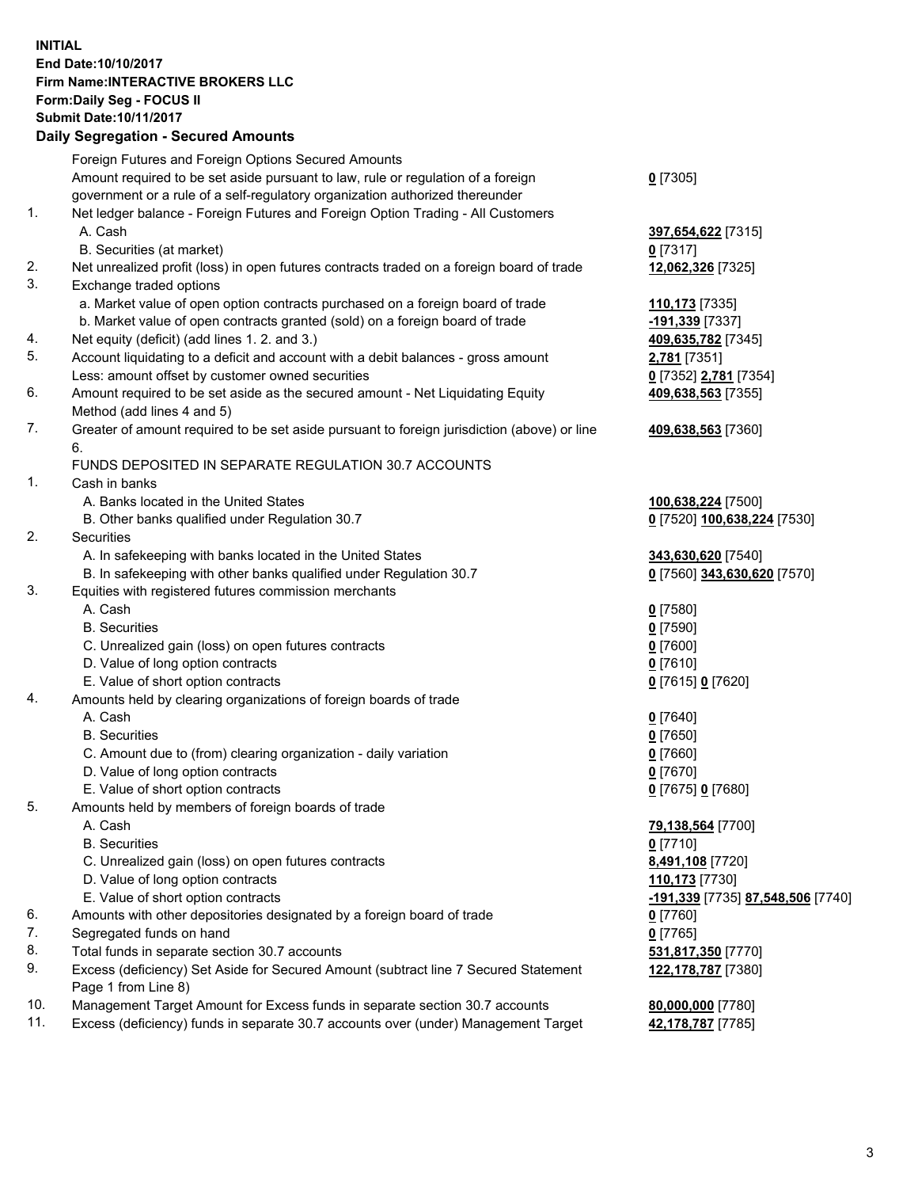**INITIAL**
**End Date:10/10/2017**
**Firm Name:INTERACTIVE BROKERS LLC**
**Form:Daily Seg - FOCUS II**
**Submit Date:10/11/2017**
**Daily Segregation - Secured Amounts**

| | | |
|---|---|---|
| | Foreign Futures and Foreign Options Secured Amounts | |
| | Amount required to be set aside pursuant to law, rule or regulation of a foreign government or a rule of a self-regulatory organization authorized thereunder | **0** [7305] |
| 1. | Net ledger balance - Foreign Futures and Foreign Option Trading - All Customers | |
| | A. Cash | **397,654,622** [7315] |
| | B. Securities (at market) | **0** [7317] |
| 2. | Net unrealized profit (loss) in open futures contracts traded on a foreign board of trade | **12,062,326** [7325] |
| 3. | Exchange traded options | |
| | a. Market value of open option contracts purchased on a foreign board of trade | **110,173** [7335] |
| | b. Market value of open contracts granted (sold) on a foreign board of trade | **-191,339** [7337] |
| 4. | Net equity (deficit) (add lines 1. 2. and 3.) | **409,635,782** [7345] |
| 5. | Account liquidating to a deficit and account with a debit balances - gross amount | **2,781** [7351] |
| | Less: amount offset by customer owned securities | **0** [7352] **2,781** [7354] |
| 6. | Amount required to be set aside as the secured amount - Net Liquidating Equity Method (add lines 4 and 5) | **409,638,563** [7355] |
| 7. | Greater of amount required to be set aside pursuant to foreign jurisdiction (above) or line 6. | **409,638,563** [7360] |
| | FUNDS DEPOSITED IN SEPARATE REGULATION 30.7 ACCOUNTS | |
| 1. | Cash in banks | |
| | A. Banks located in the United States | **100,638,224** [7500] |
| | B. Other banks qualified under Regulation 30.7 | **0** [7520] **100,638,224** [7530] |
| 2. | Securities | |
| | A. In safekeeping with banks located in the United States | **343,630,620** [7540] |
| | B. In safekeeping with other banks qualified under Regulation 30.7 | **0** [7560] **343,630,620** [7570] |
| 3. | Equities with registered futures commission merchants | |
| | A. Cash | **0** [7580] |
| | B. Securities | **0** [7590] |
| | C. Unrealized gain (loss) on open futures contracts | **0** [7600] |
| | D. Value of long option contracts | **0** [7610] |
| | E. Value of short option contracts | **0** [7615] **0** [7620] |
| 4. | Amounts held by clearing organizations of foreign boards of trade | |
| | A. Cash | **0** [7640] |
| | B. Securities | **0** [7650] |
| | C. Amount due to (from) clearing organization - daily variation | **0** [7660] |
| | D. Value of long option contracts | **0** [7670] |
| | E. Value of short option contracts | **0** [7675] **0** [7680] |
| 5. | Amounts held by members of foreign boards of trade | |
| | A. Cash | **79,138,564** [7700] |
| | B. Securities | **0** [7710] |
| | C. Unrealized gain (loss) on open futures contracts | **8,491,108** [7720] |
| | D. Value of long option contracts | **110,173** [7730] |
| | E. Value of short option contracts | **-191,339** [7735] **87,548,506** [7740] |
| 6. | Amounts with other depositories designated by a foreign board of trade | **0** [7760] |
| 7. | Segregated funds on hand | **0** [7765] |
| 8. | Total funds in separate section 30.7 accounts | **531,817,350** [7770] |
| 9. | Excess (deficiency) Set Aside for Secured Amount (subtract line 7 Secured Statement Page 1 from Line 8) | **122,178,787** [7380] |
| 10. | Management Target Amount for Excess funds in separate section 30.7 accounts | **80,000,000** [7780] |
| 11. | Excess (deficiency) funds in separate 30.7 accounts over (under) Management Target | **42,178,787** [7785] |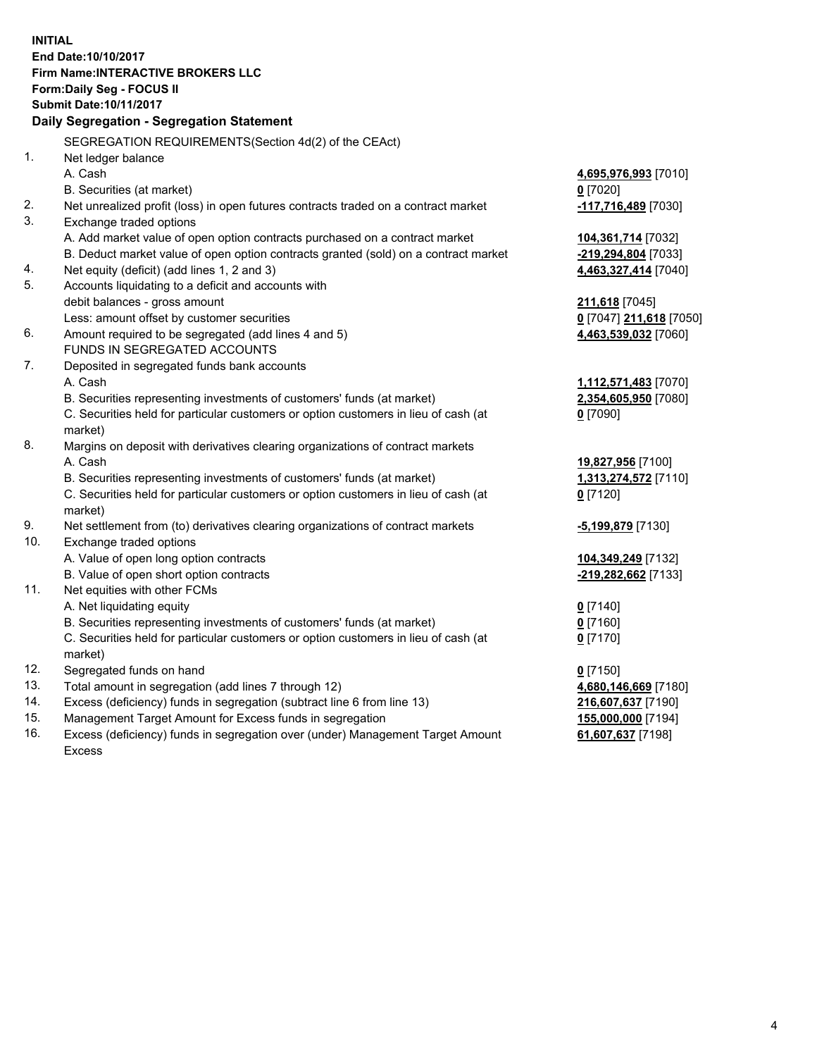**INITIAL**
**End Date:10/10/2017**
**Firm Name:INTERACTIVE BROKERS LLC**
**Form:Daily Seg - FOCUS II**
**Submit Date:10/11/2017**
**Daily Segregation - Segregation Statement**

SEGREGATION REQUIREMENTS(Section 4d(2) of the CEAct)

| | | |
|---|---|---|
| 1. | Net ledger balance | |
| | A. Cash | **4,695,976,993** [7010] |
| | B. Securities (at market) | **0** [7020] |
| 2. | Net unrealized profit (loss) in open futures contracts traded on a contract market | **-117,716,489** [7030] |
| 3. | Exchange traded options | |
| | A. Add market value of open option contracts purchased on a contract market | **104,361,714** [7032] |
| | B. Deduct market value of open option contracts granted (sold) on a contract market | **-219,294,804** [7033] |
| 4. | Net equity (deficit) (add lines 1, 2 and 3) | **4,463,327,414** [7040] |
| 5. | Accounts liquidating to a deficit and accounts with debit balances - gross amount | **211,618** [7045] |
| | Less: amount offset by customer securities | **0** [7047] **211,618** [7050] |
| 6. | Amount required to be segregated (add lines 4 and 5) | **4,463,539,032** [7060] |
| | FUNDS IN SEGREGATED ACCOUNTS | |
| 7. | Deposited in segregated funds bank accounts | |
| | A. Cash | **1,112,571,483** [7070] |
| | B. Securities representing investments of customers' funds (at market) | **2,354,605,950** [7080] |
| | C. Securities held for particular customers or option customers in lieu of cash (at market) | **0** [7090] |
| 8. | Margins on deposit with derivatives clearing organizations of contract markets | |
| | A. Cash | **19,827,956** [7100] |
| | B. Securities representing investments of customers' funds (at market) | **1,313,274,572** [7110] |
| | C. Securities held for particular customers or option customers in lieu of cash (at market) | **0** [7120] |
| 9. | Net settlement from (to) derivatives clearing organizations of contract markets | **-5,199,879** [7130] |
| 10. | Exchange traded options | |
| | A. Value of open long option contracts | **104,349,249** [7132] |
| | B. Value of open short option contracts | **-219,282,662** [7133] |
| 11. | Net equities with other FCMs | |
| | A. Net liquidating equity | **0** [7140] |
| | B. Securities representing investments of customers' funds (at market) | **0** [7160] |
| | C. Securities held for particular customers or option customers in lieu of cash (at market) | **0** [7170] |
| 12. | Segregated funds on hand | **0** [7150] |
| 13. | Total amount in segregation (add lines 7 through 12) | **4,680,146,669** [7180] |
| 14. | Excess (deficiency) funds in segregation (subtract line 6 from line 13) | **216,607,637** [7190] |
| 15. | Management Target Amount for Excess funds in segregation | **155,000,000** [7194] |
| 16. | Excess (deficiency) funds in segregation over (under) Management Target Amount Excess | **61,607,637** [7198] |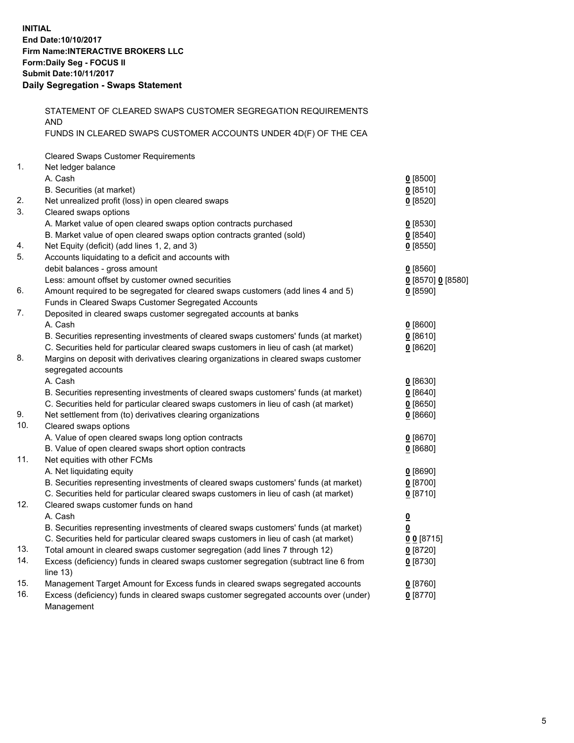**INITIAL**
**End Date:10/10/2017**
**Firm Name:INTERACTIVE BROKERS LLC**
**Form:Daily Seg - FOCUS II**
**Submit Date:10/11/2017**
**Daily Segregation - Swaps Statement**

STATEMENT OF CLEARED SWAPS CUSTOMER SEGREGATION REQUIREMENTS AND FUNDS IN CLEARED SWAPS CUSTOMER ACCOUNTS UNDER 4D(F) OF THE CEA

| | | |
|---|---|---|
| | Cleared Swaps Customer Requirements | |
| 1. | Net ledger balance | |
| | A. Cash | **0** [8500] |
| | B. Securities (at market) | **0** [8510] |
| 2. | Net unrealized profit (loss) in open cleared swaps | **0** [8520] |
| 3. | Cleared swaps options | |
| | A. Market value of open cleared swaps option contracts purchased | **0** [8530] |
| | B. Market value of open cleared swaps option contracts granted (sold) | **0** [8540] |
| 4. | Net Equity (deficit) (add lines 1, 2, and 3) | **0** [8550] |
| 5. | Accounts liquidating to a deficit and accounts with debit balances - gross amount | **0** [8560] |
| | Less: amount offset by customer owned securities | **0** [8570] **0** [8580] |
| 6. | Amount required to be segregated for cleared swaps customers (add lines 4 and 5) | **0** [8590] |
| | Funds in Cleared Swaps Customer Segregated Accounts | |
| 7. | Deposited in cleared swaps customer segregated accounts at banks | |
| | A. Cash | **0** [8600] |
| | B. Securities representing investments of cleared swaps customers' funds (at market) | **0** [8610] |
| | C. Securities held for particular cleared swaps customers in lieu of cash (at market) | **0** [8620] |
| 8. | Margins on deposit with derivatives clearing organizations in cleared swaps customer segregated accounts | |
| | A. Cash | **0** [8630] |
| | B. Securities representing investments of cleared swaps customers' funds (at market) | **0** [8640] |
| | C. Securities held for particular cleared swaps customers in lieu of cash (at market) | **0** [8650] |
| 9. | Net settlement from (to) derivatives clearing organizations | **0** [8660] |
| 10. | Cleared swaps options | |
| | A. Value of open cleared swaps long option contracts | **0** [8670] |
| | B. Value of open cleared swaps short option contracts | **0** [8680] |
| 11. | Net equities with other FCMs | |
| | A. Net liquidating equity | **0** [8690] |
| | B. Securities representing investments of cleared swaps customers' funds (at market) | **0** [8700] |
| | C. Securities held for particular cleared swaps customers in lieu of cash (at market) | **0** [8710] |
| 12. | Cleared swaps customer funds on hand | |
| | A. Cash | **0** |
| | B. Securities representing investments of cleared swaps customers' funds (at market) | **0** |
| | C. Securities held for particular cleared swaps customers in lieu of cash (at market) | **0** **0** [8715] |
| 13. | Total amount in cleared swaps customer segregation (add lines 7 through 12) | **0** [8720] |
| 14. | Excess (deficiency) funds in cleared swaps customer segregation (subtract line 6 from line 13) | **0** [8730] |
| 15. | Management Target Amount for Excess funds in cleared swaps segregated accounts | **0** [8760] |
| 16. | Excess (deficiency) funds in cleared swaps customer segregated accounts over (under) Management | **0** [8770] |